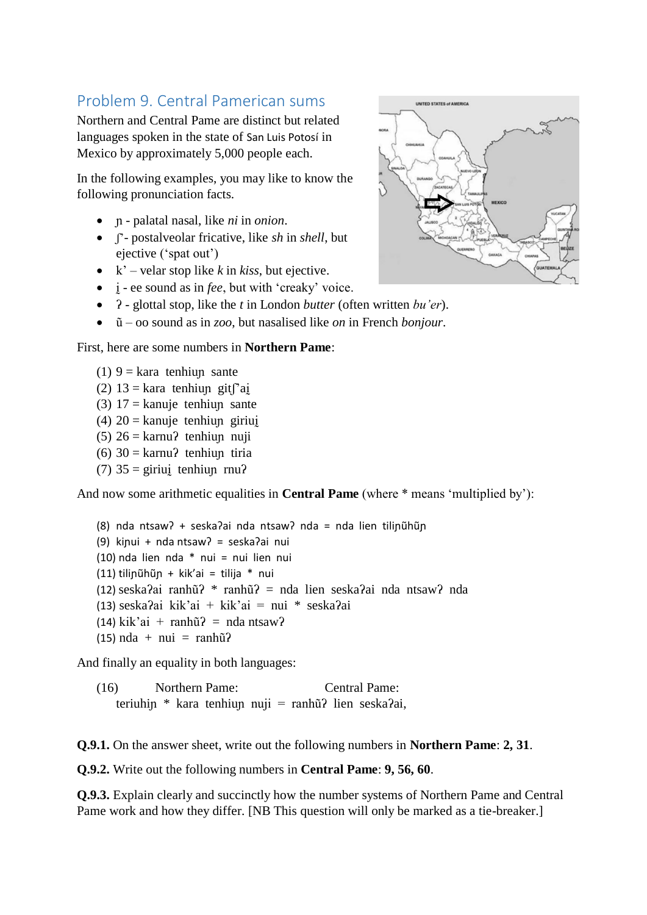## Problem 9. Central Pamerican sums

Northern and Central Pame are distinct but related languages spoken in the state of San Luis Potosí in Mexico by approximately 5,000 people each.

In the following examples, you may like to know the following pronunciation facts.

- ɲ - palatal nasal, like *ni* in *onion*.
- ʃ' - postalveolar fricative, like *sh* in *shell*, but ejective ('spat out')
- k' – velar stop like *k* in *kiss*, but ejective.
- i̯ - ee sound as in *fee*, but with 'creaky' voice.
- ʔ - glottal stop, like the *t* in London *butter* (often written *bu'er*).
- ũ – oo sound as in *zoo*, but nasalised like *on* in French *bonjour*.

First, here are some numbers in **Northern Pame**:

(1) 9 = kara tenhiuɲ sante
(2) 13 = kara tenhiuɲ gitʃ'ai̯
(3) 17 = kanuje tenhiuɲ sante
(4) 20 = kanuje tenhiuɲ giriui̯
(5) 26 = karnuʔ tenhiuɲ nuji
(6) 30 = karnuʔ tenhiuɲ tiria
(7) 35 = giriui̯ tenhiuɲ rnuʔ

And now some arithmetic equalities in **Central Pame** (where * means 'multiplied by'):

(8) nda ntsawʔ + seskaʔai nda ntsawʔ nda = nda lien tiliɲũhũɲ
(9) kiɲui + nda ntsawʔ = seskaʔai nui
(10) nda lien nda * nui = nui lien nui
(11) tiliɲũhũɲ + kik'ai = tilija * nui
(12) seskaʔai ranhũʔ * ranhũʔ = nda lien seskaʔai nda ntsawʔ nda
(13) seskaʔai kik'ai + kik'ai = nui * seskaʔai
(14) kik'ai + ranhũʔ = nda ntsawʔ
(15) nda + nui = ranhũʔ

And finally an equality in both languages:

(16) Northern Pame: Central Pame:
teriuhiɲ * kara tenhiuɲ nuji = ranhũʔ lien seskaʔai,

**Q.9.1.** On the answer sheet, write out the following numbers in **Northern Pame**: **2, 31**.

**Q.9.2.** Write out the following numbers in **Central Pame**: **9, 56, 60**.

**Q.9.3.** Explain clearly and succinctly how the number systems of Northern Pame and Central Pame work and how they differ. [NB This question will only be marked as a tie-breaker.]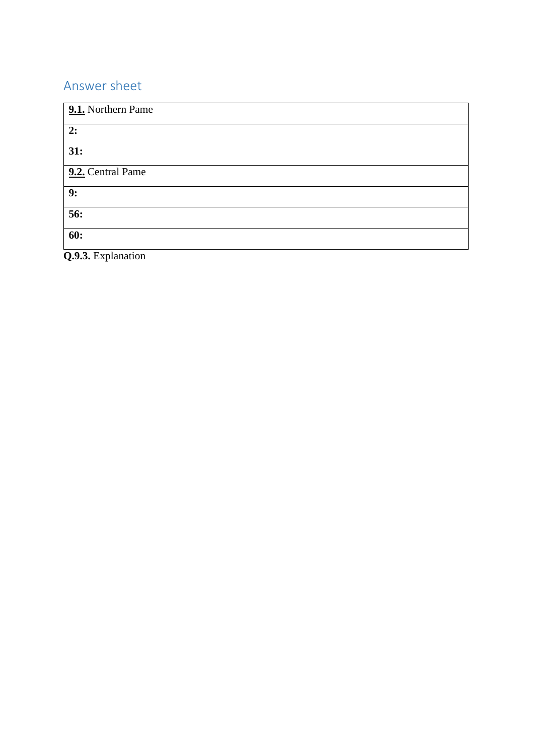## Answer sheet

| **9.1.** Northern Pame |
|---|
| **2:**<br><br>**31:** |
| **9.2.** Central Pame |
| **9:** |
| **56:** |
| **60:** |

**Q.9.3.** Explanation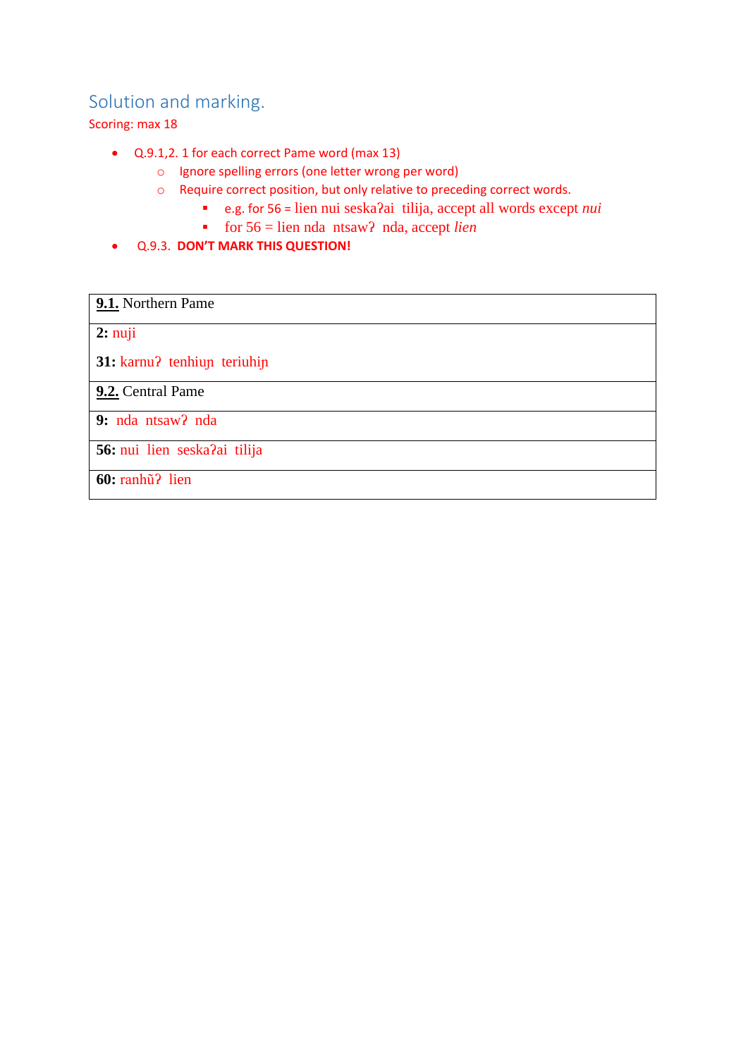## Solution and marking.

Scoring: max 18

- Q.9.1,2. 1 for each correct Pame word (max 13)
  - Ignore spelling errors (one letter wrong per word)
  - Require correct position, but only relative to preceding correct words.
    - e.g. for 56 = lien nui seskaʔai tilija, accept all words except *nui*
    - for 56 = lien nda ntsawʔ nda, accept *lien*
- Q.9.3. **DON'T MARK THIS QUESTION!**

| **9.1.** Northern Pame |
|---|
| **2:** nuji<br><br>**31:** karnuʔ tenhiuɲ teriuhiɲ |
| **9.2.** Central Pame |
| **9:** nda ntsawʔ nda |
| **56:** nui lien seskaʔai tilija |
| **60:** ranhũʔ lien |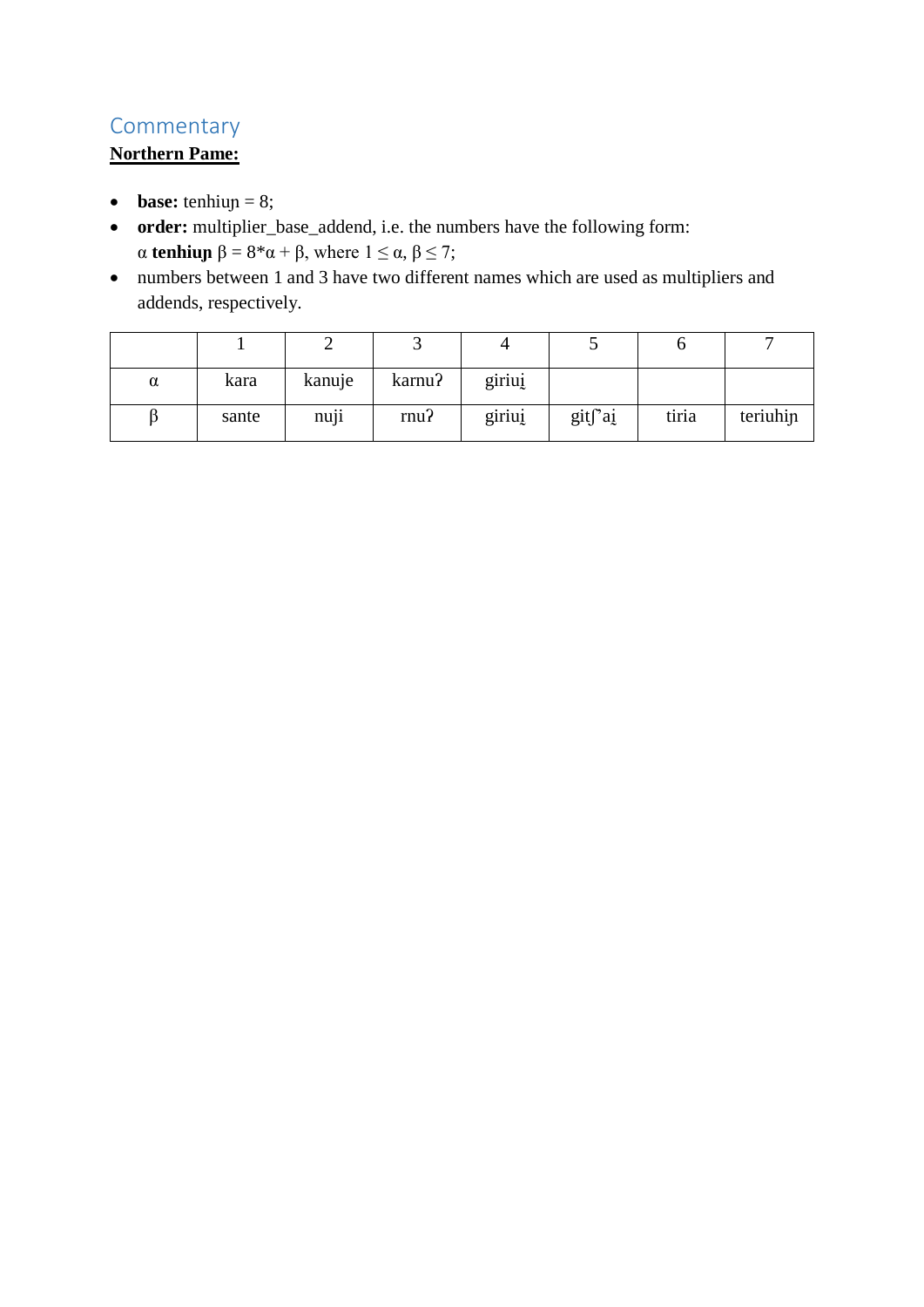## Commentary

**Northern Pame:**

- **base:** tenhiuɲ = 8;
- **order:** multiplier_base_addend, i.e. the numbers have the following form: α **tenhiuɲ** β = 8*α + β, where 1 ≤ α, β ≤ 7;
- numbers between 1 and 3 have two different names which are used as multipliers and addends, respectively.

| | 1 | 2 | 3 | 4 | 5 | 6 | 7 |
|---|---|---|---|---|---|---|---|
| α | kara | kanuje | karnuʔ | giriui̯ | | | |
| β | sante | nuji | rnuʔ | giriui̯ | gitʃʾai̯ | tiria | teriuhiɲ |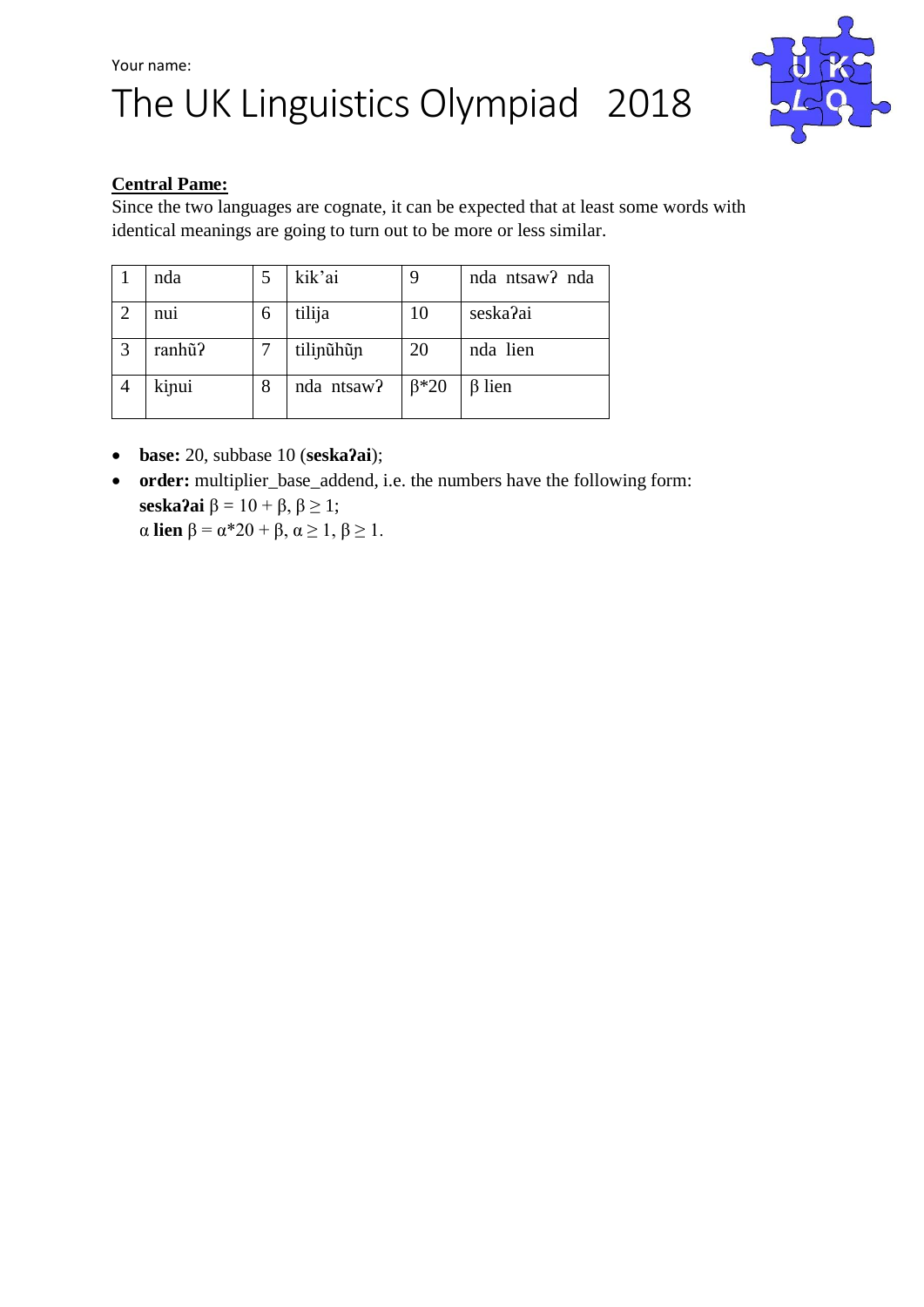Your name:

# The UK Linguistics Olympiad 2018

**Central Pame:**

Since the two languages are cognate, it can be expected that at least some words with identical meanings are going to turn out to be more or less similar.

| | | | | | |
|---|---|---|---|---|---|
| 1 | nda | 5 | kik'ai | 9 | nda ntsawʔ nda |
| 2 | nui | 6 | tilija | 10 | seskaʔai |
| 3 | ranhũʔ | 7 | tiliɲũhũɲ | 20 | nda lien |
| 4 | kiɲui | 8 | nda ntsawʔ | β*20 | β lien |

- **base:** 20, subbase 10 (**seskaʔai**);
- **order:** multiplier_base_addend, i.e. the numbers have the following form:
  **seskaʔai** $\beta = 10 + \beta, \beta \geq 1$;
  $\alpha$ **lien** $\beta = \alpha*20 + \beta, \alpha \geq 1, \beta \geq 1$.